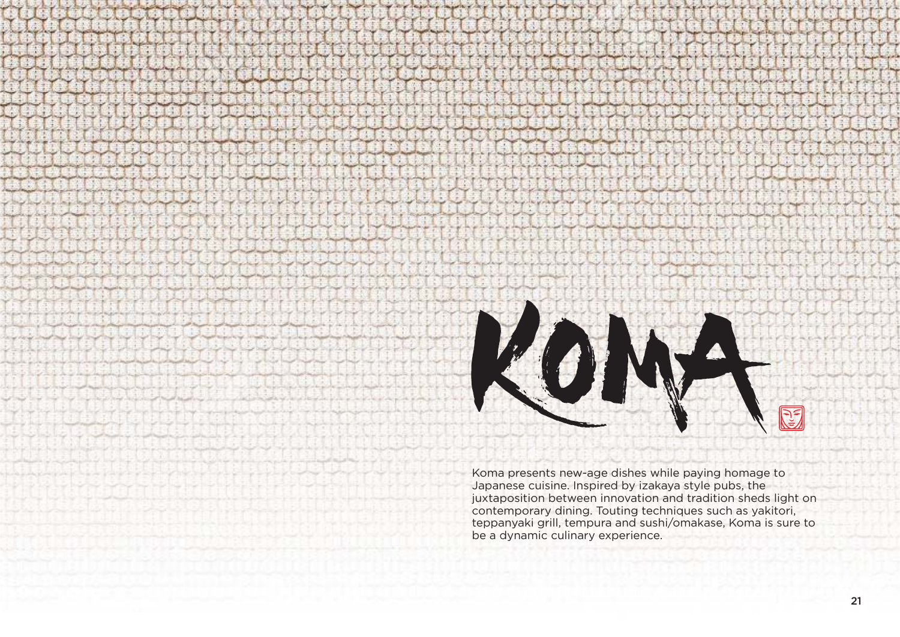# KOMA

Koma presents new-age dishes while paying homage to Japanese cuisine. Inspired by izakaya style pubs, the juxtaposition between innovation and tradition sheds light on contemporary dining. Touting techniques such as yakitori, teppanyaki grill, tempura and sushi/omakase, Koma is sure to be a dynamic culinary experience.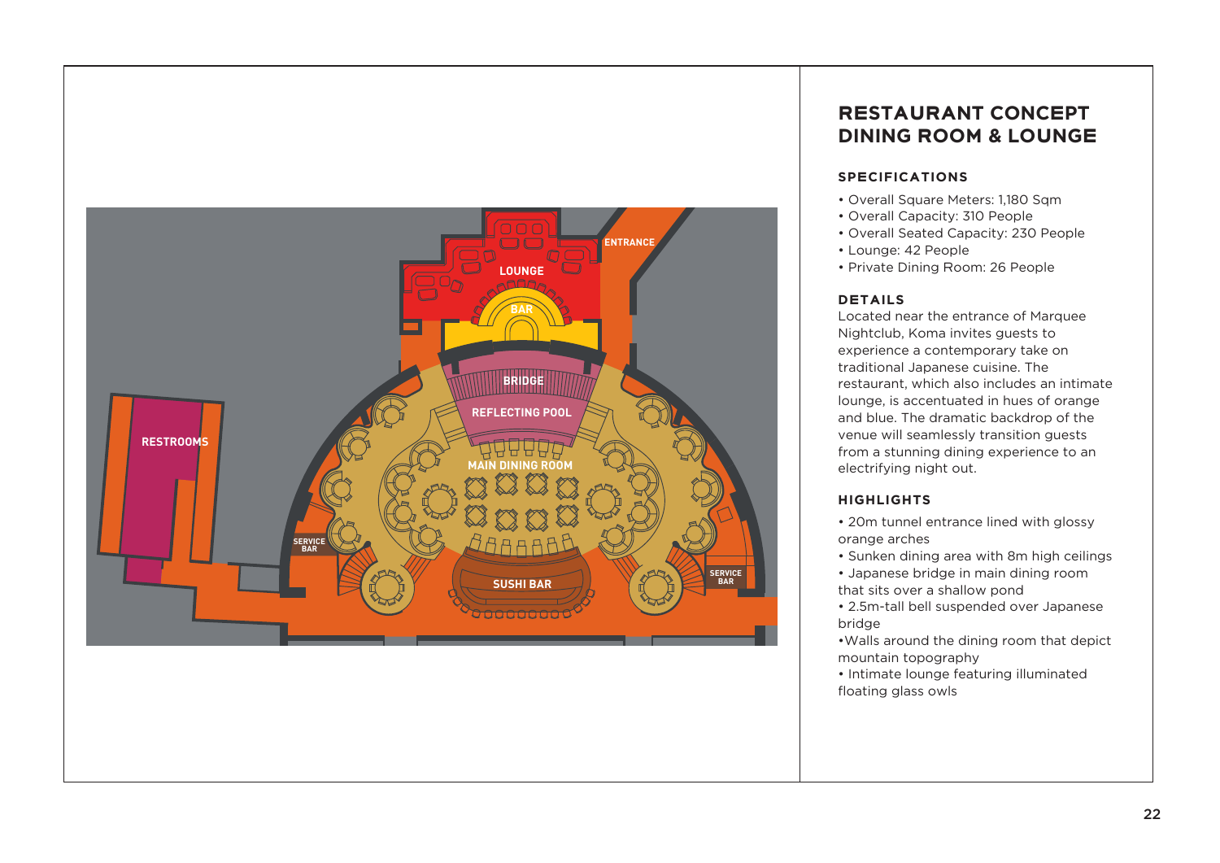## RESTAURANT CONCEPT DINING ROOM & LOUNGE

### SPECIFICATIONS

- Overall Square Meters: 1,180 Sqm
- Overall Capacity: 310 People
- Overall Seated Capacity: 230 People
- Lounge: 42 People
- Private Dining Room: 26 People

### DETAILS

Located near the entrance of Marquee Nightclub, Koma invites guests to experience a contemporary take on traditional Japanese cuisine. The restaurant, which also includes an intimate lounge, is accentuated in hues of orange and blue. The dramatic backdrop of the venue will seamlessly transition guests from a stunning dining experience to an electrifying night out.

### HIGHLIGHTS

- 20m tunnel entrance lined with glossy orange arches
- Sunken dining area with 8m high ceilings
- Japanese bridge in main dining room that sits over a shallow pond
- 2.5m-tall bell suspended over Japanese bridge
- Walls around the dining room that depict mountain topography
- Intimate lounge featuring illuminated floating glass owls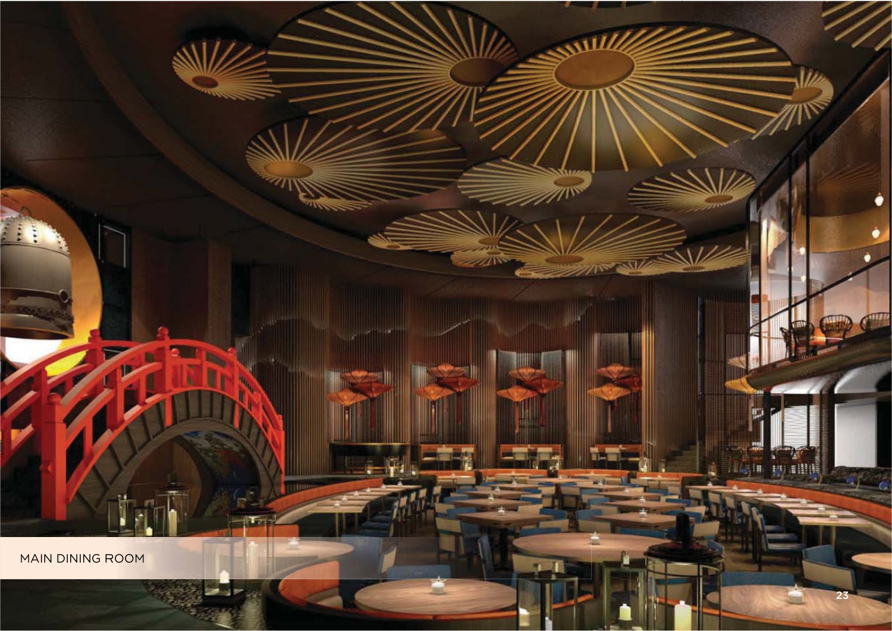MAIN DINING ROOM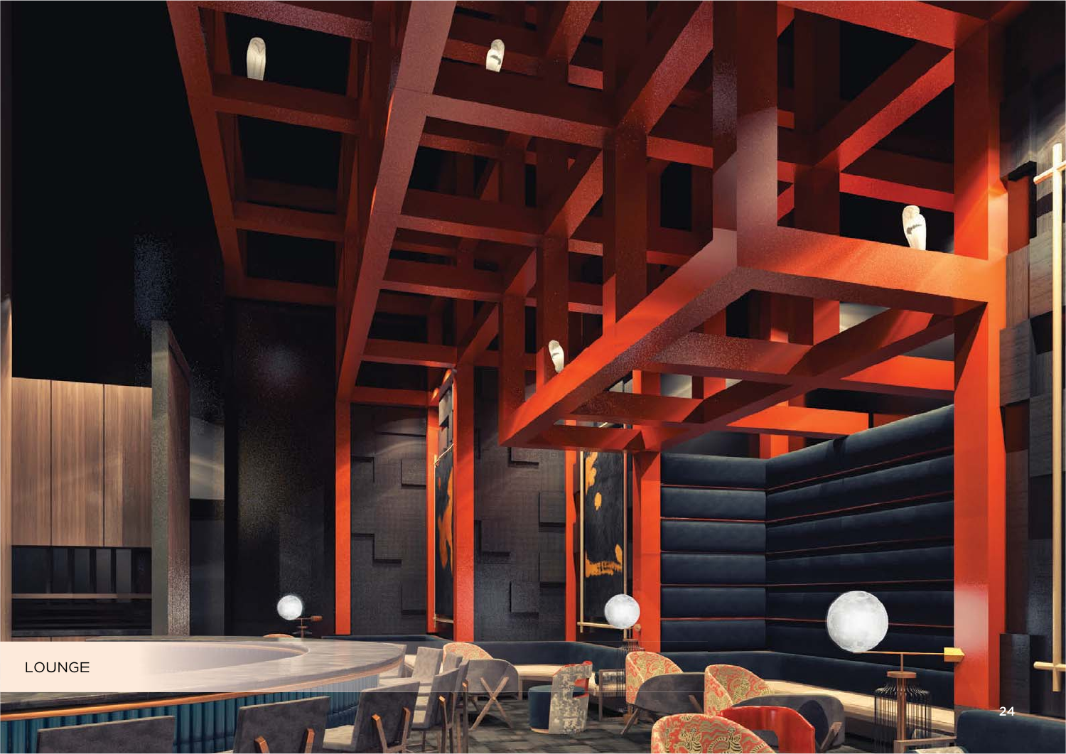LOUNGE